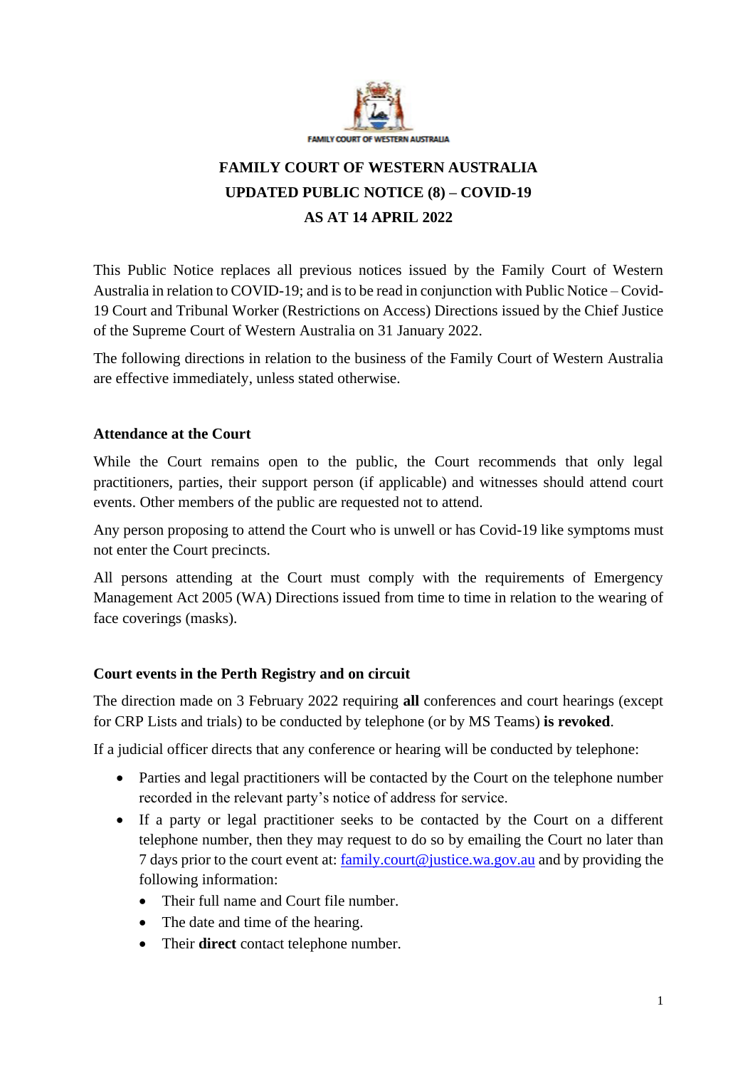FAMILY COURT OF WESTERN AUSTRALIA

# FAMILY COURT OF WESTERN AUSTRALIA
# UPDATED PUBLIC NOTICE (8) – COVID-19
# AS AT 14 APRIL 2022

This Public Notice replaces all previous notices issued by the Family Court of Western Australia in relation to COVID-19; and is to be read in conjunction with Public Notice – Covid-19 Court and Tribunal Worker (Restrictions on Access) Directions issued by the Chief Justice of the Supreme Court of Western Australia on 31 January 2022.

The following directions in relation to the business of the Family Court of Western Australia are effective immediately, unless stated otherwise.

## Attendance at the Court

While the Court remains open to the public, the Court recommends that only legal practitioners, parties, their support person (if applicable) and witnesses should attend court events. Other members of the public are requested not to attend.

Any person proposing to attend the Court who is unwell or has Covid-19 like symptoms must not enter the Court precincts.

All persons attending at the Court must comply with the requirements of Emergency Management Act 2005 (WA) Directions issued from time to time in relation to the wearing of face coverings (masks).

## Court events in the Perth Registry and on circuit

The direction made on 3 February 2022 requiring **all** conferences and court hearings (except for CRP Lists and trials) to be conducted by telephone (or by MS Teams) **is revoked**.

If a judicial officer directs that any conference or hearing will be conducted by telephone:

- Parties and legal practitioners will be contacted by the Court on the telephone number recorded in the relevant party's notice of address for service.
- If a party or legal practitioner seeks to be contacted by the Court on a different telephone number, then they may request to do so by emailing the Court no later than 7 days prior to the court event at: family.court@justice.wa.gov.au and by providing the following information:
  - Their full name and Court file number.
  - The date and time of the hearing.
  - Their **direct** contact telephone number.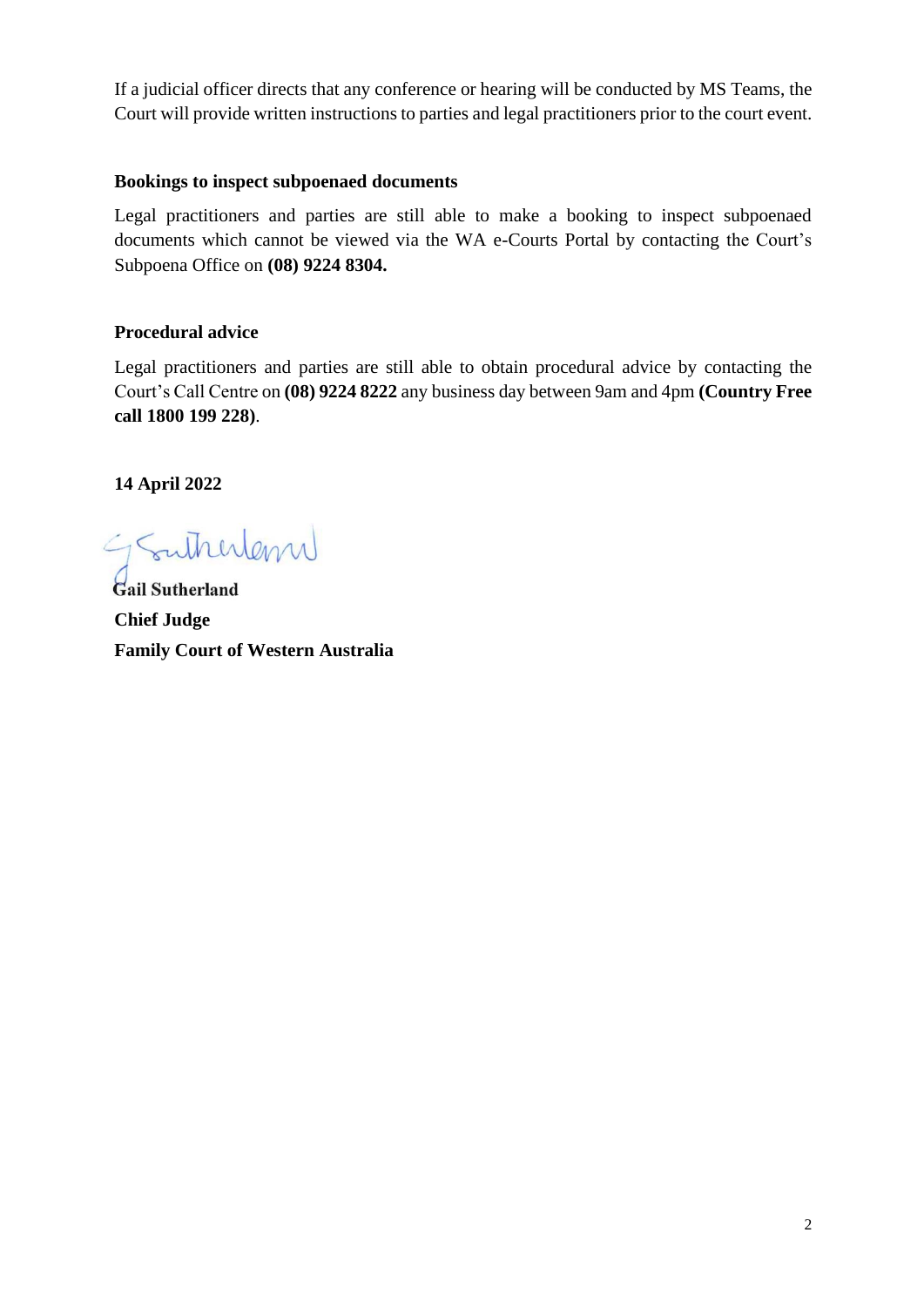If a judicial officer directs that any conference or hearing will be conducted by MS Teams, the Court will provide written instructions to parties and legal practitioners prior to the court event.

### Bookings to inspect subpoenaed documents

Legal practitioners and parties are still able to make a booking to inspect subpoenaed documents which cannot be viewed via the WA e-Courts Portal by contacting the Court's Subpoena Office on **(08) 9224 8304.**

### Procedural advice

Legal practitioners and parties are still able to obtain procedural advice by contacting the Court's Call Centre on **(08) 9224 8222** any business day between 9am and 4pm **(Country Free call 1800 199 228)**.

**14 April 2022**

**Gail Sutherland**
**Chief Judge**
**Family Court of Western Australia**